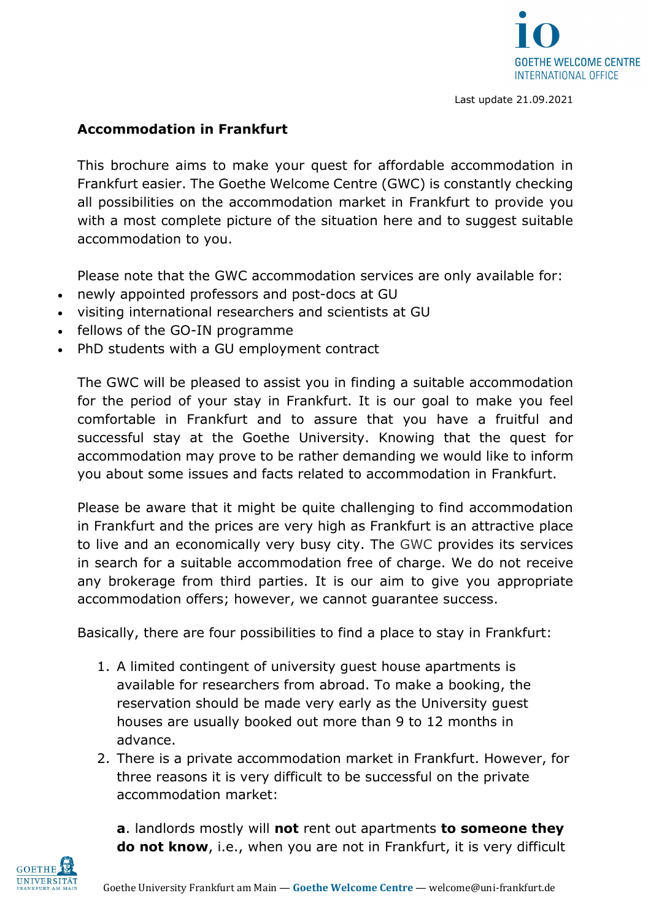Last update 21.09.2021

## Accommodation in Frankfurt

This brochure aims to make your quest for affordable accommodation in Frankfurt easier. The Goethe Welcome Centre (GWC) is constantly checking all possibilities on the accommodation market in Frankfurt to provide you with a most complete picture of the situation here and to suggest suitable accommodation to you.

Please note that the GWC accommodation services are only available for:

- newly appointed professors and post-docs at GU
- visiting international researchers and scientists at GU
- fellows of the GO-IN programme
- PhD students with a GU employment contract

The GWC will be pleased to assist you in finding a suitable accommodation for the period of your stay in Frankfurt. It is our goal to make you feel comfortable in Frankfurt and to assure that you have a fruitful and successful stay at the Goethe University. Knowing that the quest for accommodation may prove to be rather demanding we would like to inform you about some issues and facts related to accommodation in Frankfurt.

Please be aware that it might be quite challenging to find accommodation in Frankfurt and the prices are very high as Frankfurt is an attractive place to live and an economically very busy city. The GWC provides its services in search for a suitable accommodation free of charge. We do not receive any brokerage from third parties. It is our aim to give you appropriate accommodation offers; however, we cannot guarantee success.

Basically, there are four possibilities to find a place to stay in Frankfurt:

1. A limited contingent of university guest house apartments is available for researchers from abroad. To make a booking, the reservation should be made very early as the University guest houses are usually booked out more than 9 to 12 months in advance.
2. There is a private accommodation market in Frankfurt. However, for three reasons it is very difficult to be successful on the private accommodation market:

   **a**. landlords mostly will **not** rent out apartments **to someone they do not know**, i.e., when you are not in Frankfurt, it is very difficult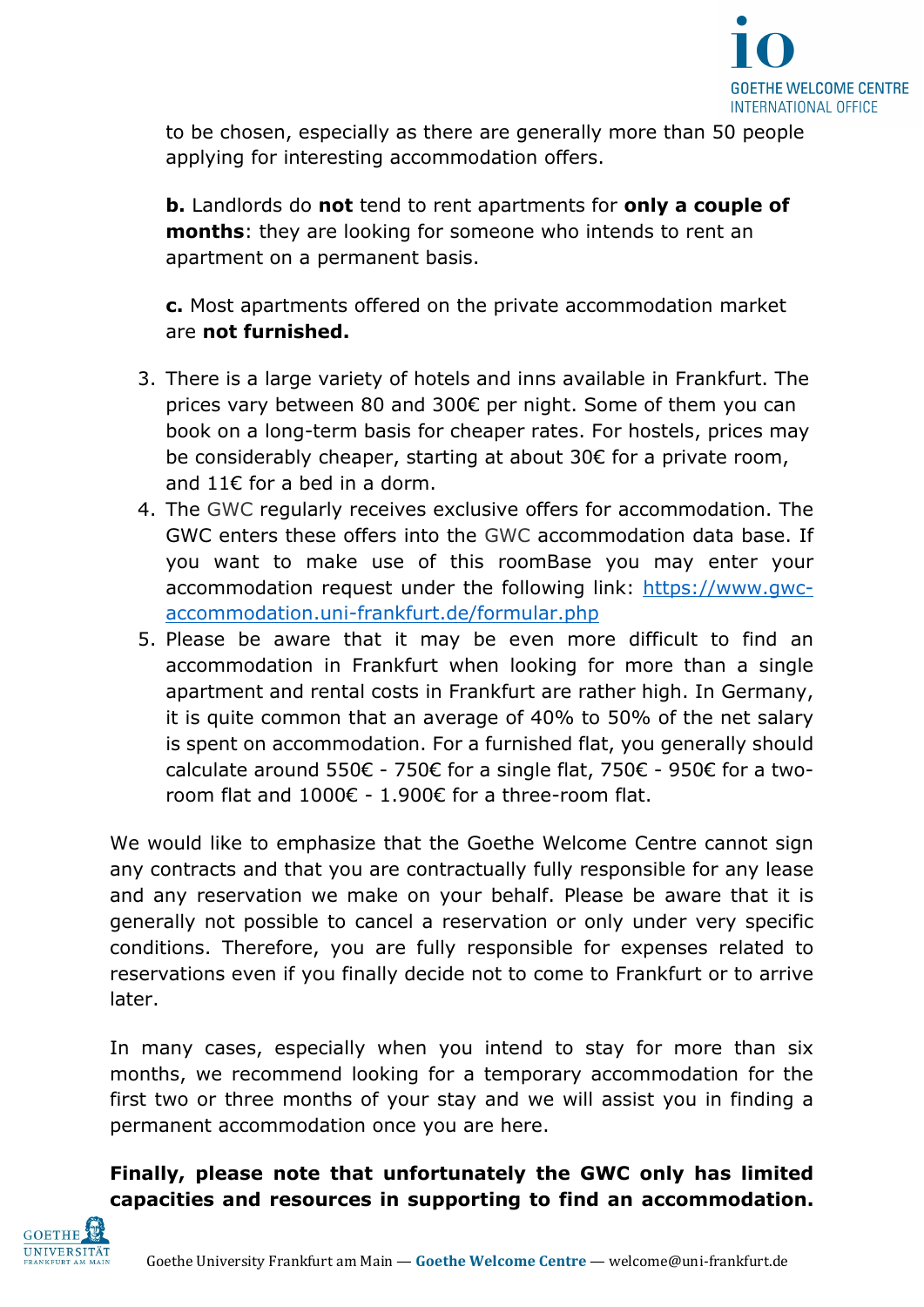to be chosen, especially as there are generally more than 50 people applying for interesting accommodation offers.

**b.** Landlords do **not** tend to rent apartments for **only a couple of months**: they are looking for someone who intends to rent an apartment on a permanent basis.

**c.** Most apartments offered on the private accommodation market are **not furnished.**

3. There is a large variety of hotels and inns available in Frankfurt. The prices vary between 80 and 300€ per night. Some of them you can book on a long-term basis for cheaper rates. For hostels, prices may be considerably cheaper, starting at about 30€ for a private room, and 11€ for a bed in a dorm.
4. The GWC regularly receives exclusive offers for accommodation. The GWC enters these offers into the GWC accommodation data base. If you want to make use of this roomBase you may enter your accommodation request under the following link: [https://www.gwc-accommodation.uni-frankfurt.de/formular.php](https://www.gwc-accommodation.uni-frankfurt.de/formular.php)
5. Please be aware that it may be even more difficult to find an accommodation in Frankfurt when looking for more than a single apartment and rental costs in Frankfurt are rather high. In Germany, it is quite common that an average of 40% to 50% of the net salary is spent on accommodation. For a furnished flat, you generally should calculate around 550€ - 750€ for a single flat, 750€ - 950€ for a two-room flat and 1000€ - 1.900€ for a three-room flat.

We would like to emphasize that the Goethe Welcome Centre cannot sign any contracts and that you are contractually fully responsible for any lease and any reservation we make on your behalf. Please be aware that it is generally not possible to cancel a reservation or only under very specific conditions. Therefore, you are fully responsible for expenses related to reservations even if you finally decide not to come to Frankfurt or to arrive later.

In many cases, especially when you intend to stay for more than six months, we recommend looking for a temporary accommodation for the first two or three months of your stay and we will assist you in finding a permanent accommodation once you are here.

**Finally, please note that unfortunately the GWC only has limited capacities and resources in supporting to find an accommodation.**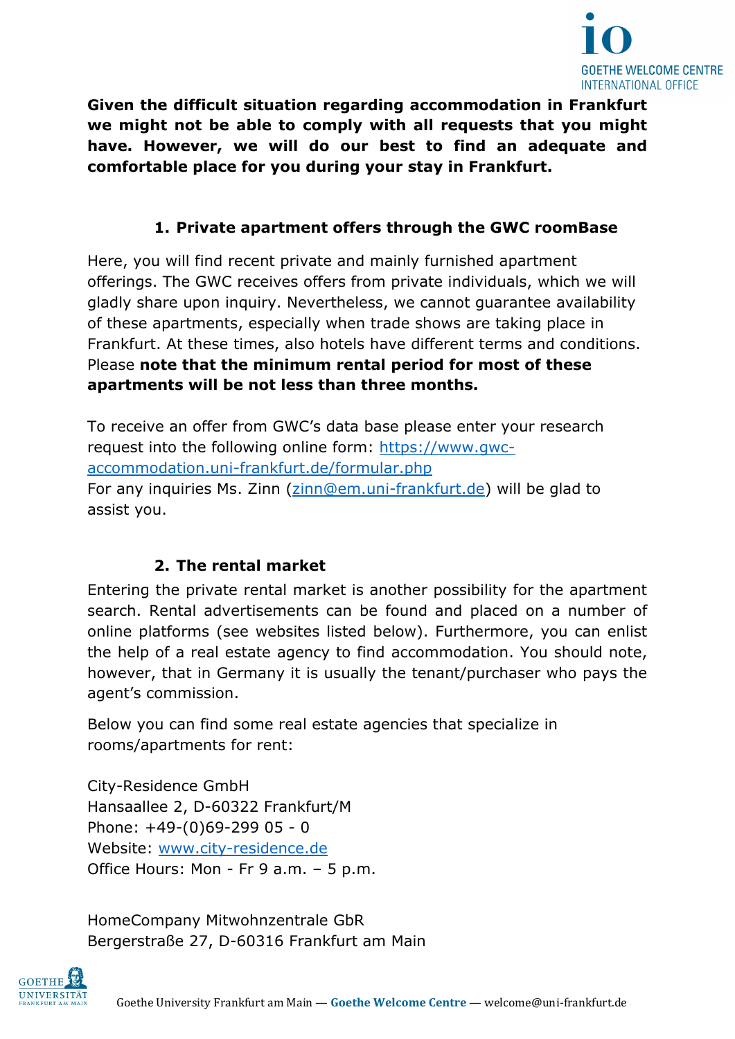**Given the difficult situation regarding accommodation in Frankfurt we might not be able to comply with all requests that you might have. However, we will do our best to find an adequate and comfortable place for you during your stay in Frankfurt.**

## 1. Private apartment offers through the GWC roomBase

Here, you will find recent private and mainly furnished apartment offerings. The GWC receives offers from private individuals, which we will gladly share upon inquiry. Nevertheless, we cannot guarantee availability of these apartments, especially when trade shows are taking place in Frankfurt. At these times, also hotels have different terms and conditions. Please **note that the minimum rental period for most of these apartments will be not less than three months.**

To receive an offer from GWC's data base please enter your research request into the following online form: https://www.gwc-accommodation.uni-frankfurt.de/formular.php
For any inquiries Ms. Zinn (zinn@em.uni-frankfurt.de) will be glad to assist you.

## 2. The rental market

Entering the private rental market is another possibility for the apartment search. Rental advertisements can be found and placed on a number of online platforms (see websites listed below). Furthermore, you can enlist the help of a real estate agency to find accommodation. You should note, however, that in Germany it is usually the tenant/purchaser who pays the agent's commission.

Below you can find some real estate agencies that specialize in rooms/apartments for rent:

City-Residence GmbH
Hansaallee 2, D-60322 Frankfurt/M
Phone: +49-(0)69-299 05 - 0
Website: www.city-residence.de
Office Hours: Mon - Fr 9 a.m. – 5 p.m.

HomeCompany Mitwohnzentrale GbR
Bergerstraße 27, D-60316 Frankfurt am Main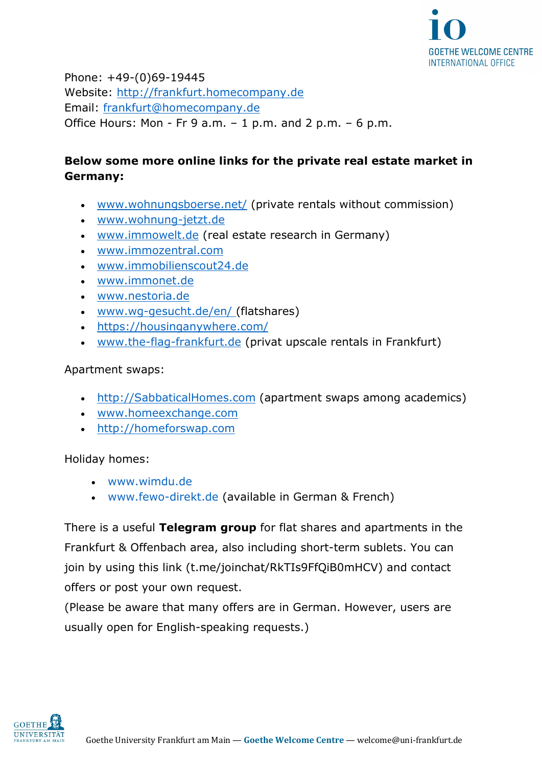Phone: +49-(0)69-19445
Website: http://frankfurt.homecompany.de
Email: frankfurt@homecompany.de
Office Hours: Mon - Fr 9 a.m. – 1 p.m. and 2 p.m. – 6 p.m.

**Below some more online links for the private real estate market in Germany:**

- www.wohnungsboerse.net/ (private rentals without commission)
- www.wohnung-jetzt.de
- www.immowelt.de (real estate research in Germany)
- www.immozentral.com
- www.immobilienscout24.de
- www.immonet.de
- www.nestoria.de
- www.wg-gesucht.de/en/ (flatshares)
- https://housinganywhere.com/
- www.the-flag-frankfurt.de (privat upscale rentals in Frankfurt)

Apartment swaps:

- http://SabbaticalHomes.com (apartment swaps among academics)
- www.homeexchange.com
- http://homeforswap.com

Holiday homes:

- www.wimdu.de
- www.fewo-direkt.de (available in German & French)

There is a useful **Telegram group** for flat shares and apartments in the Frankfurt & Offenbach area, also including short-term sublets. You can join by using this link (t.me/joinchat/RkTIs9FfQiB0mHCV) and contact offers or post your own request.
(Please be aware that many offers are in German. However, users are usually open for English-speaking requests.)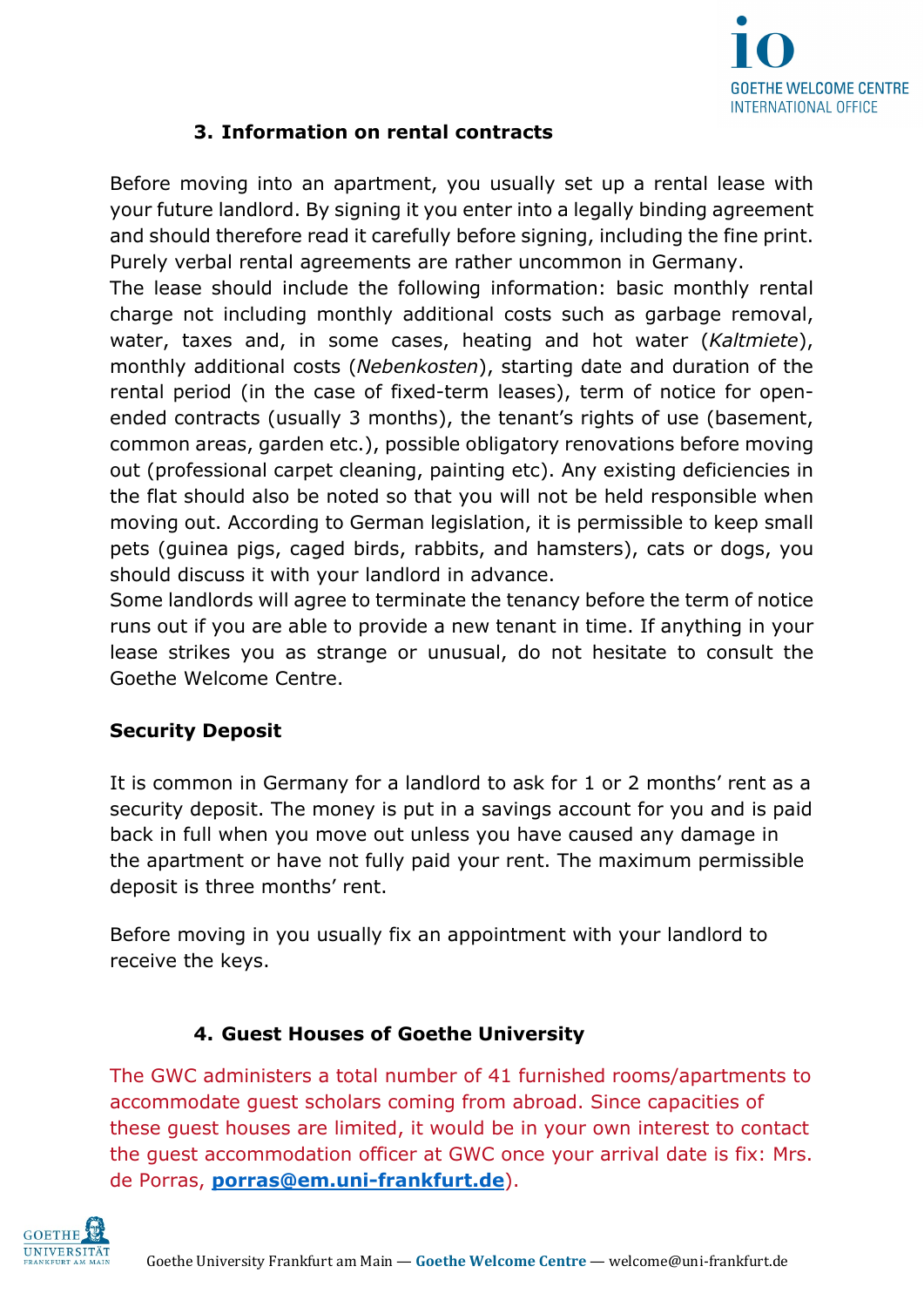## 3. Information on rental contracts

Before moving into an apartment, you usually set up a rental lease with your future landlord. By signing it you enter into a legally binding agreement and should therefore read it carefully before signing, including the fine print. Purely verbal rental agreements are rather uncommon in Germany.
The lease should include the following information: basic monthly rental charge not including monthly additional costs such as garbage removal, water, taxes and, in some cases, heating and hot water (*Kaltmiete*), monthly additional costs (*Nebenkosten*), starting date and duration of the rental period (in the case of fixed-term leases), term of notice for open-ended contracts (usually 3 months), the tenant's rights of use (basement, common areas, garden etc.), possible obligatory renovations before moving out (professional carpet cleaning, painting etc). Any existing deficiencies in the flat should also be noted so that you will not be held responsible when moving out. According to German legislation, it is permissible to keep small pets (guinea pigs, caged birds, rabbits, and hamsters), cats or dogs, you should discuss it with your landlord in advance.
Some landlords will agree to terminate the tenancy before the term of notice runs out if you are able to provide a new tenant in time. If anything in your lease strikes you as strange or unusual, do not hesitate to consult the Goethe Welcome Centre.

### Security Deposit

It is common in Germany for a landlord to ask for 1 or 2 months' rent as a security deposit. The money is put in a savings account for you and is paid back in full when you move out unless you have caused any damage in the apartment or have not fully paid your rent. The maximum permissible deposit is three months' rent.

Before moving in you usually fix an appointment with your landlord to receive the keys.

## 4. Guest Houses of Goethe University

The GWC administers a total number of 41 furnished rooms/apartments to accommodate guest scholars coming from abroad. Since capacities of these guest houses are limited, it would be in your own interest to contact the guest accommodation officer at GWC once your arrival date is fix: Mrs. de Porras, **porras@em.uni-frankfurt.de**).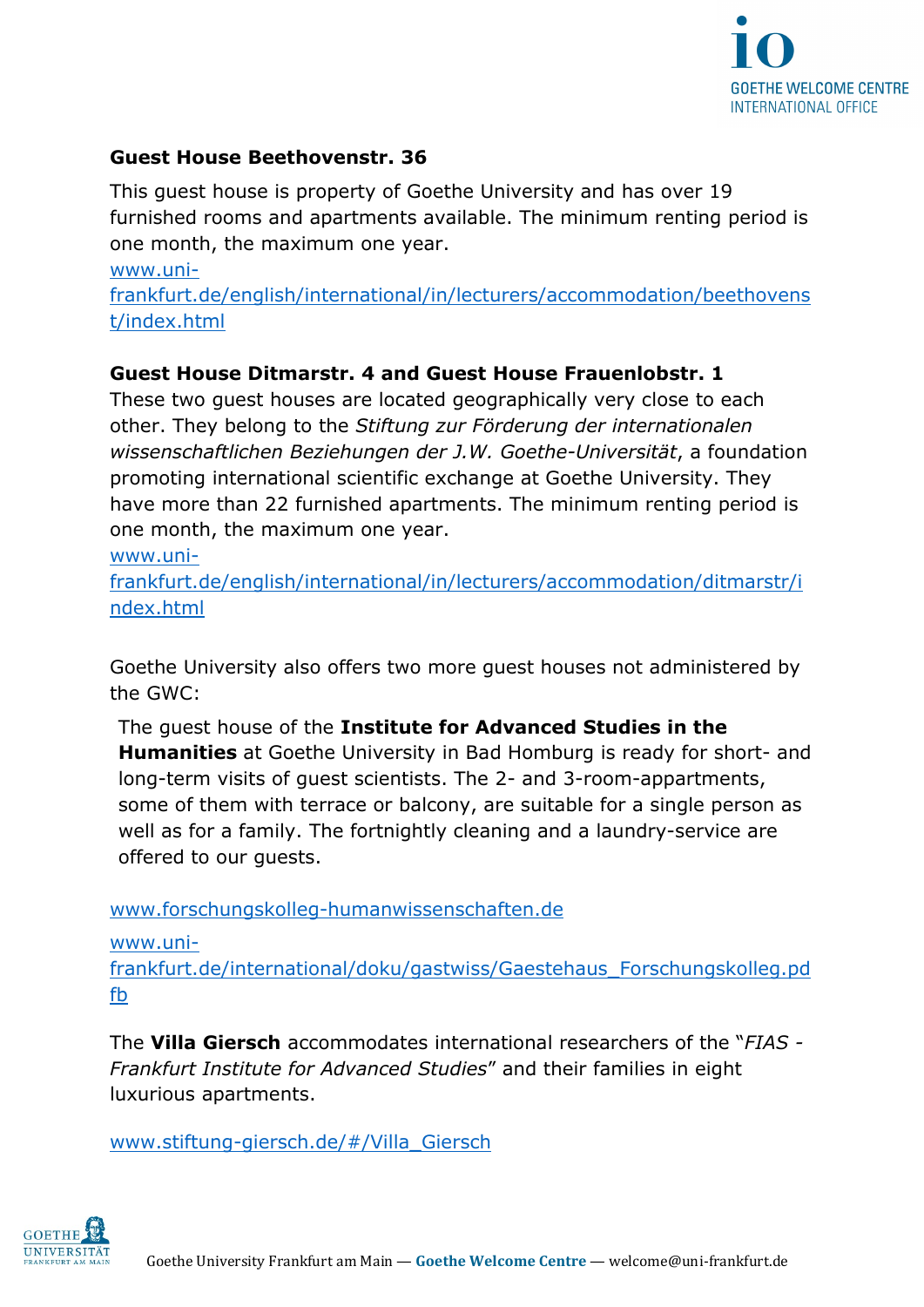**Guest House Beethovenstr. 36**

This guest house is property of Goethe University and has over 19 furnished rooms and apartments available. The minimum renting period is one month, the maximum one year.
www.uni-frankfurt.de/english/international/in/lecturers/accommodation/beethovenst/index.html

**Guest House Ditmarstr. 4 and Guest House Frauenlobstr. 1**

These two guest houses are located geographically very close to each other. They belong to the *Stiftung zur Förderung der internationalen wissenschaftlichen Beziehungen der J.W. Goethe-Universität*, a foundation promoting international scientific exchange at Goethe University. They have more than 22 furnished apartments. The minimum renting period is one month, the maximum one year.
www.uni-frankfurt.de/english/international/in/lecturers/accommodation/ditmarstr/index.html

Goethe University also offers two more guest houses not administered by the GWC:

The guest house of the **Institute for Advanced Studies in the Humanities** at Goethe University in Bad Homburg is ready for short- and long-term visits of guest scientists. The 2- and 3-room-appartments, some of them with terrace or balcony, are suitable for a single person as well as for a family. The fortnightly cleaning and a laundry-service are offered to our guests.

www.forschungskolleg-humanwissenschaften.de

www.uni-frankfurt.de/international/doku/gastwiss/Gaestehaus_Forschungskolleg.pdfb

The **Villa Giersch** accommodates international researchers of the "*FIAS - Frankfurt Institute for Advanced Studies*" and their families in eight luxurious apartments.

www.stiftung-giersch.de/#/Villa_Giersch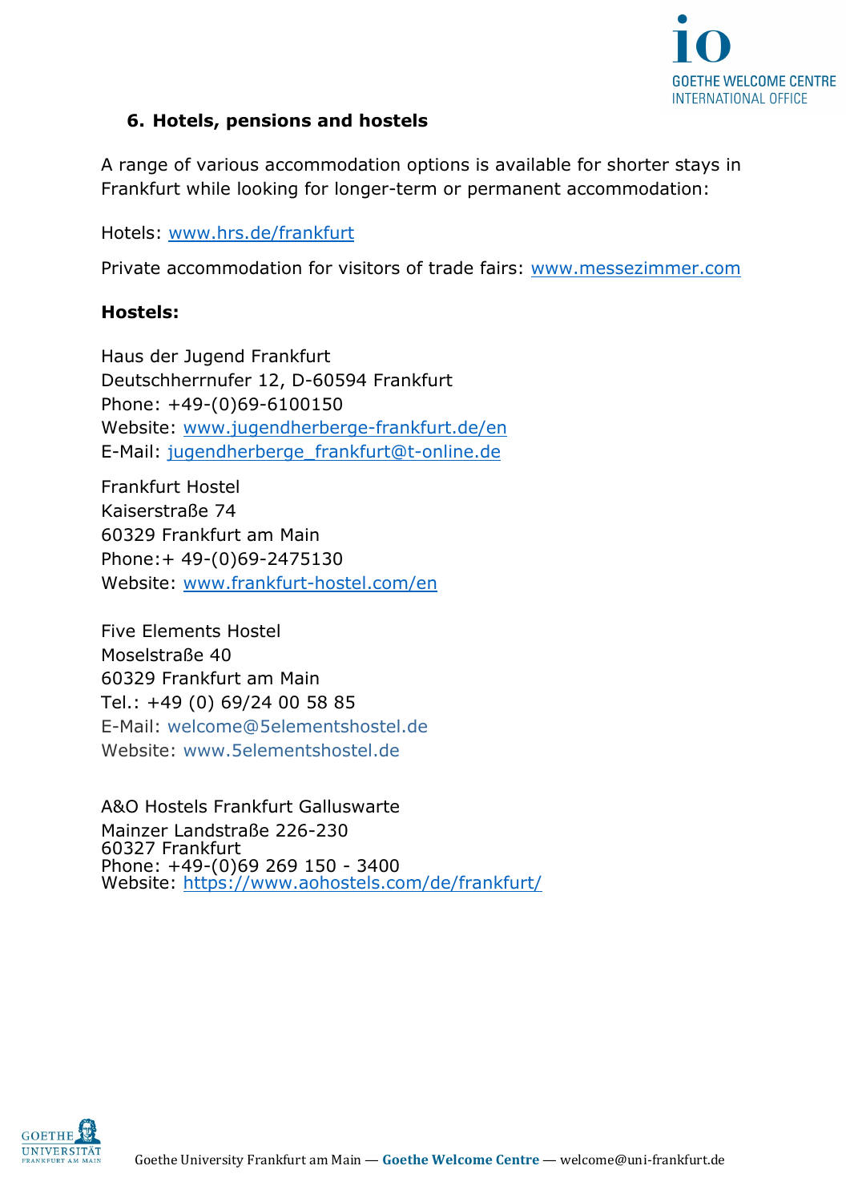## 6. Hotels, pensions and hostels

A range of various accommodation options is available for shorter stays in Frankfurt while looking for longer-term or permanent accommodation:

Hotels: www.hrs.de/frankfurt

Private accommodation for visitors of trade fairs: www.messezimmer.com

**Hostels:**

Haus der Jugend Frankfurt
Deutschherrnufer 12, D-60594 Frankfurt
Phone: +49-(0)69-6100150
Website: www.jugendherberge-frankfurt.de/en
E-Mail: jugendherberge_frankfurt@t-online.de

Frankfurt Hostel
Kaiserstraße 74
60329 Frankfurt am Main
Phone:+ 49-(0)69-2475130
Website: www.frankfurt-hostel.com/en

Five Elements Hostel
Moselstraße 40
60329 Frankfurt am Main
Tel.: +49 (0) 69/24 00 58 85
E-Mail: welcome@5elementshostel.de
Website: www.5elementshostel.de

A&O Hostels Frankfurt Galluswarte
Mainzer Landstraße 226-230
60327 Frankfurt
Phone: +49-(0)69 269 150 - 3400
Website: https://www.aohostels.com/de/frankfurt/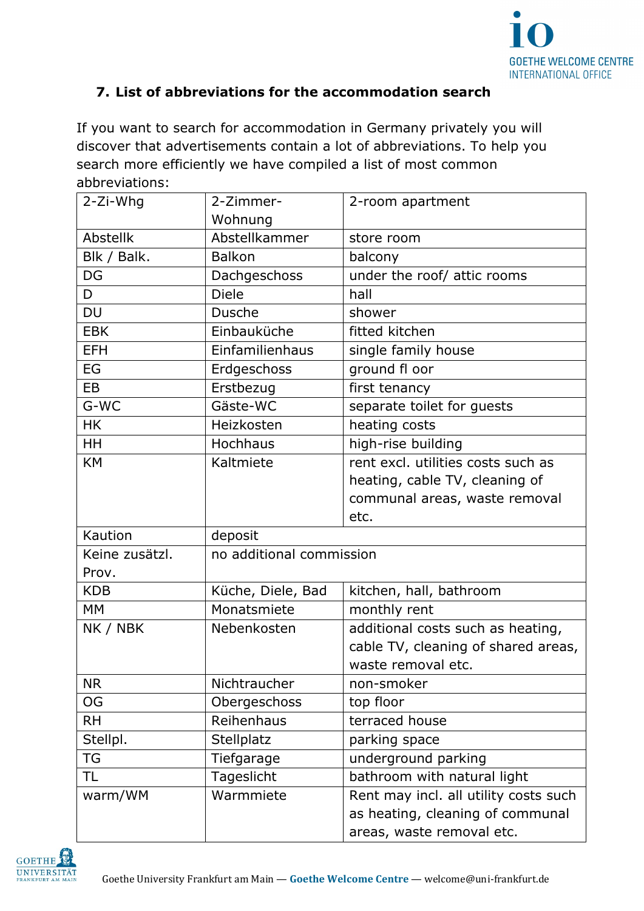### 7. List of abbreviations for the accommodation search

If you want to search for accommodation in Germany privately you will discover that advertisements contain a lot of abbreviations. To help you search more efficiently we have compiled a list of most common abbreviations:

| | | |
|---|---|---|
| 2-Zi-Whg | 2-Zimmer-Wohnung | 2-room apartment |
| Abstellk | Abstellkammer | store room |
| Blk / Balk. | Balkon | balcony |
| DG | Dachgeschoss | under the roof/ attic rooms |
| D | Diele | hall |
| DU | Dusche | shower |
| EBK | Einbauküche | fitted kitchen |
| EFH | Einfamilienhaus | single family house |
| EG | Erdgeschoss | ground fl oor |
| EB | Erstbezug | first tenancy |
| G-WC | Gäste-WC | separate toilet for guests |
| HK | Heizkosten | heating costs |
| HH | Hochhaus | high-rise building |
| KM | Kaltmiete | rent excl. utilities costs such as heating, cable TV, cleaning of communal areas, waste removal etc. |
| Kaution | deposit | |
| Keine zusätzl. Prov. | no additional commission | |
| KDB | Küche, Diele, Bad | kitchen, hall, bathroom |
| MM | Monatsmiete | monthly rent |
| NK / NBK | Nebenkosten | additional costs such as heating, cable TV, cleaning of shared areas, waste removal etc. |
| NR | Nichtraucher | non-smoker |
| OG | Obergeschoss | top floor |
| RH | Reihenhaus | terraced house |
| Stellpl. | Stellplatz | parking space |
| TG | Tiefgarage | underground parking |
| TL | Tageslicht | bathroom with natural light |
| warm/WM | Warmmiete | Rent may incl. all utility costs such as heating, cleaning of communal areas, waste removal etc. |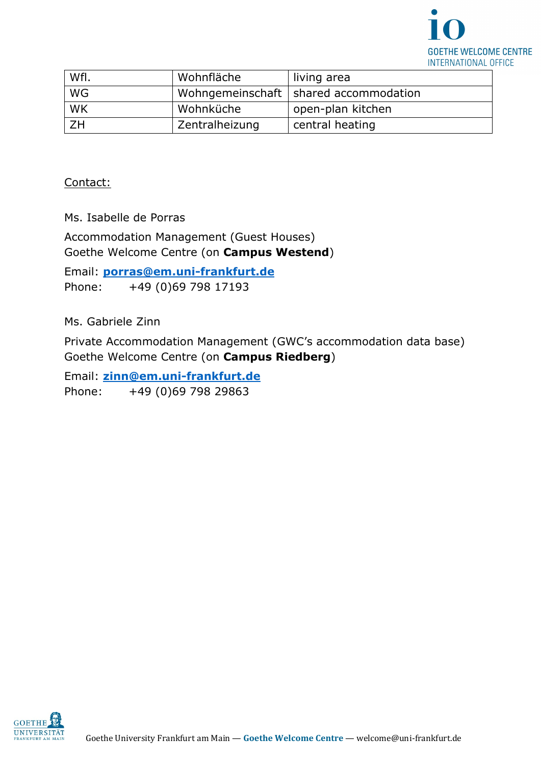| | | |
|---|---|---|
| Wfl. | Wohnfläche | living area |
| WG | Wohngemeinschaft | shared accommodation |
| WK | Wohnküche | open-plan kitchen |
| ZH | Zentralheizung | central heating |

Contact:

Ms. Isabelle de Porras

Accommodation Management (Guest Houses)
Goethe Welcome Centre (on **Campus Westend**)

Email: **porras@em.uni-frankfurt.de**
Phone: +49 (0)69 798 17193

Ms. Gabriele Zinn

Private Accommodation Management (GWC's accommodation data base)
Goethe Welcome Centre (on **Campus Riedberg**)

Email: **zinn@em.uni-frankfurt.de**
Phone: +49 (0)69 798 29863